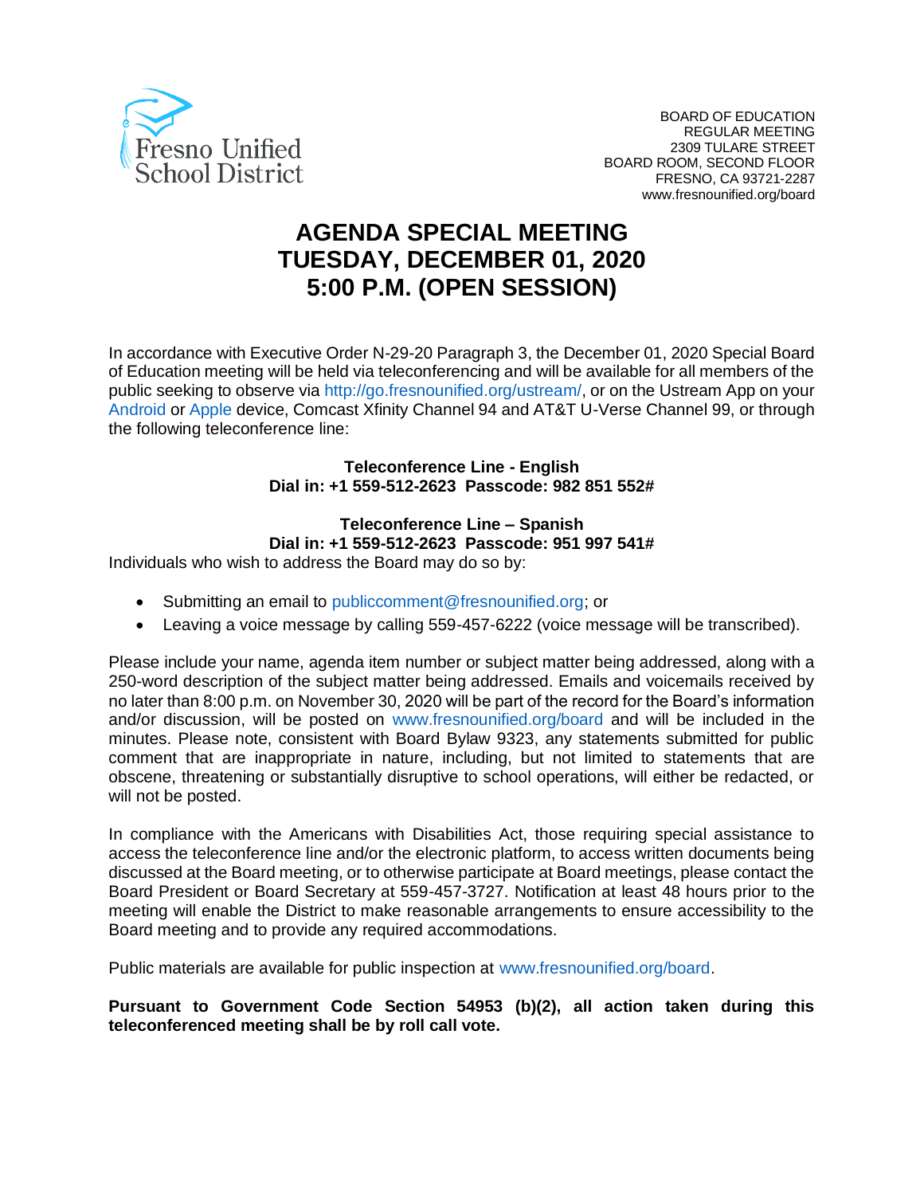Fresno Unified School District

BOARD OF EDUCATION
REGULAR MEETING
2309 TULARE STREET
BOARD ROOM, SECOND FLOOR
FRESNO, CA 93721-2287
www.fresnounified.org/board

# AGENDA SPECIAL MEETING
# TUESDAY, DECEMBER 01, 2020
# 5:00 P.M. (OPEN SESSION)

In accordance with Executive Order N-29-20 Paragraph 3, the December 01, 2020 Special Board of Education meeting will be held via teleconferencing and will be available for all members of the public seeking to observe via http://go.fresnounified.org/ustream/, or on the Ustream App on your Android or Apple device, Comcast Xfinity Channel 94 and AT&T U-Verse Channel 99, or through the following teleconference line:

**Teleconference Line - English**
**Dial in: +1 559-512-2623 Passcode: 982 851 552#**

**Teleconference Line – Spanish**
**Dial in: +1 559-512-2623 Passcode: 951 997 541#**

Individuals who wish to address the Board may do so by:

- Submitting an email to publiccomment@fresnounified.org; or
- Leaving a voice message by calling 559-457-6222 (voice message will be transcribed).

Please include your name, agenda item number or subject matter being addressed, along with a 250-word description of the subject matter being addressed. Emails and voicemails received by no later than 8:00 p.m. on November 30, 2020 will be part of the record for the Board's information and/or discussion, will be posted on www.fresnounified.org/board and will be included in the minutes. Please note, consistent with Board Bylaw 9323, any statements submitted for public comment that are inappropriate in nature, including, but not limited to statements that are obscene, threatening or substantially disruptive to school operations, will either be redacted, or will not be posted.

In compliance with the Americans with Disabilities Act, those requiring special assistance to access the teleconference line and/or the electronic platform, to access written documents being discussed at the Board meeting, or to otherwise participate at Board meetings, please contact the Board President or Board Secretary at 559-457-3727. Notification at least 48 hours prior to the meeting will enable the District to make reasonable arrangements to ensure accessibility to the Board meeting and to provide any required accommodations.

Public materials are available for public inspection at www.fresnounified.org/board.

**Pursuant to Government Code Section 54953 (b)(2), all action taken during this teleconferenced meeting shall be by roll call vote.**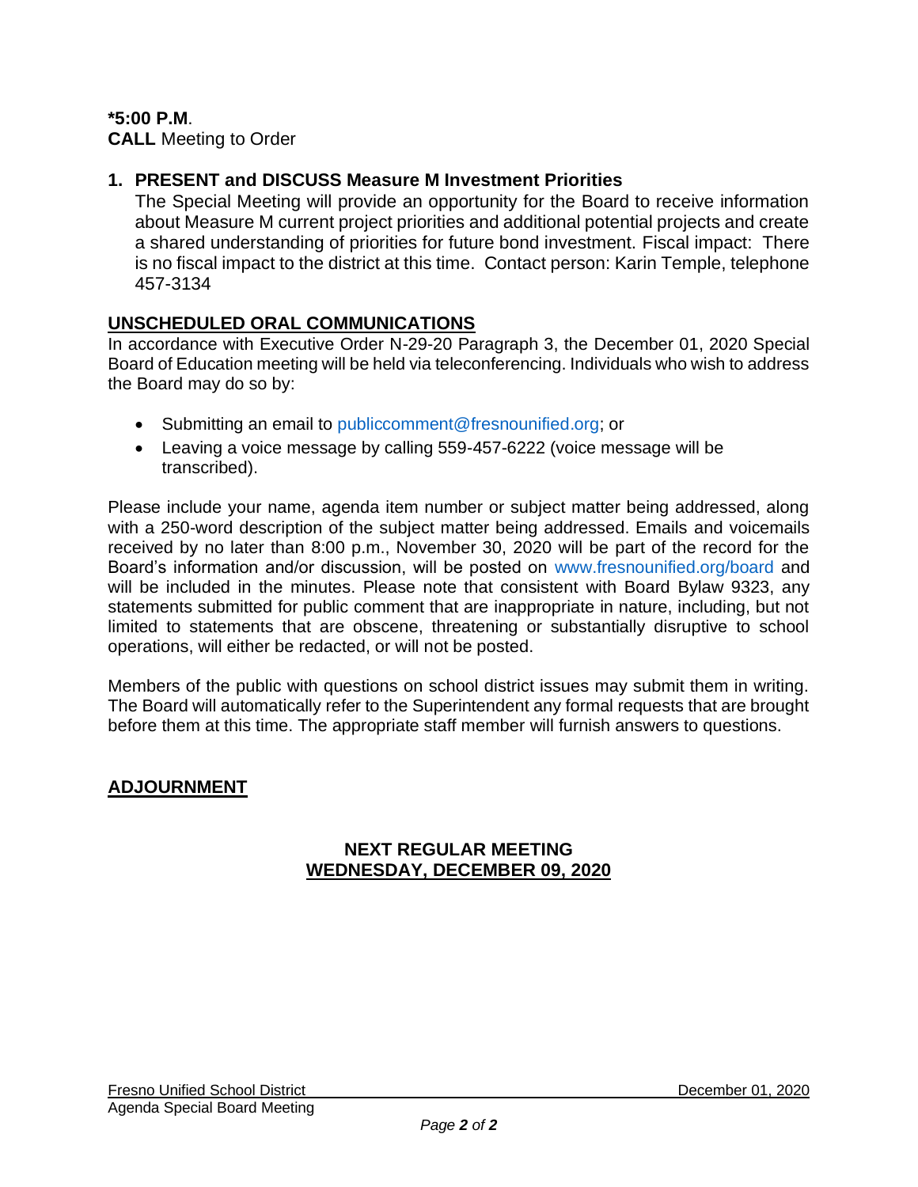**\*5:00 P.M**.
**CALL** Meeting to Order

1. **PRESENT and DISCUSS Measure M Investment Priorities**
   The Special Meeting will provide an opportunity for the Board to receive information about Measure M current project priorities and additional potential projects and create a shared understanding of priorities for future bond investment. Fiscal impact: There is no fiscal impact to the district at this time. Contact person: Karin Temple, telephone 457-3134

## UNSCHEDULED ORAL COMMUNICATIONS

In accordance with Executive Order N-29-20 Paragraph 3, the December 01, 2020 Special Board of Education meeting will be held via teleconferencing. Individuals who wish to address the Board may do so by:

- Submitting an email to publiccomment@fresnounified.org; or
- Leaving a voice message by calling 559-457-6222 (voice message will be transcribed).

Please include your name, agenda item number or subject matter being addressed, along with a 250-word description of the subject matter being addressed. Emails and voicemails received by no later than 8:00 p.m., November 30, 2020 will be part of the record for the Board's information and/or discussion, will be posted on www.fresnounified.org/board and will be included in the minutes. Please note that consistent with Board Bylaw 9323, any statements submitted for public comment that are inappropriate in nature, including, but not limited to statements that are obscene, threatening or substantially disruptive to school operations, will either be redacted, or will not be posted.

Members of the public with questions on school district issues may submit them in writing. The Board will automatically refer to the Superintendent any formal requests that are brought before them at this time. The appropriate staff member will furnish answers to questions.

## ADJOURNMENT

**NEXT REGULAR MEETING**
**WEDNESDAY, DECEMBER 09, 2020**